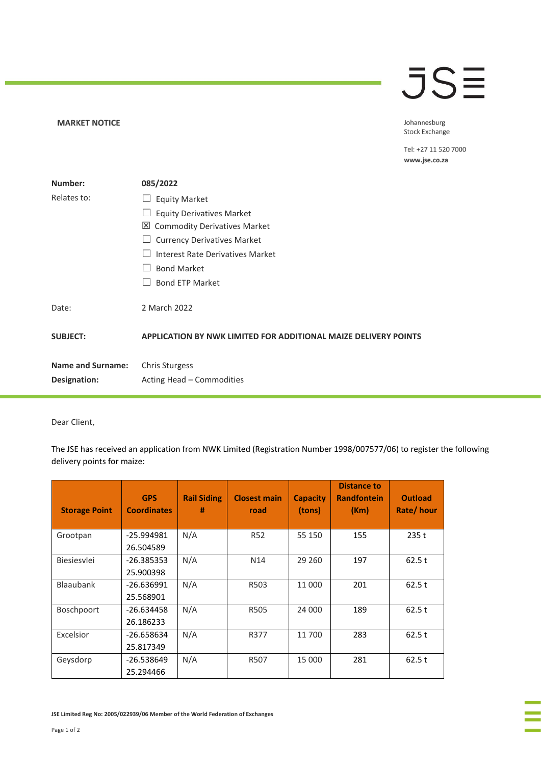**MARKET NOTICE**

Johannesburg
Stock Exchange

Tel: +27 11 520 7000
**www.jse.co.za**

| | |
|---|---|
| **Number:** | **085/2022** |
| Relates to: | ☐ Equity Market<br>☐ Equity Derivatives Market<br>☒ Commodity Derivatives Market<br>☐ Currency Derivatives Market<br>☐ Interest Rate Derivatives Market<br>☐ Bond Market<br>☐ Bond ETP Market |
| Date: | 2 March 2022 |
| **SUBJECT:** | **APPLICATION BY NWK LIMITED FOR ADDITIONAL MAIZE DELIVERY POINTS** |
| **Name and Surname:** | Chris Sturgess |
| **Designation:** | Acting Head – Commodities |

Dear Client,

The JSE has received an application from NWK Limited (Registration Number 1998/007577/06) to register the following delivery points for maize:

| Storage Point | GPS Coordinates | Rail Siding # | Closest main road | Capacity (tons) | Distance to Randfontein (Km) | Outload Rate/ hour |
|---|---|---|---|---|---|---|
| Grootpan | -25.994981 26.504589 | N/A | R52 | 55 150 | 155 | 235 t |
| Biesiesvlei | -26.385353 25.900398 | N/A | N14 | 29 260 | 197 | 62.5 t |
| Blaaubank | -26.636991 25.568901 | N/A | R503 | 11 000 | 201 | 62.5 t |
| Boschpoort | -26.634458 26.186233 | N/A | R505 | 24 000 | 189 | 62.5 t |
| Excelsior | -26.658634 25.817349 | N/A | R377 | 11 700 | 283 | 62.5 t |
| Geysdorp | -26.538649 25.294466 | N/A | R507 | 15 000 | 281 | 62.5 t |

**JSE Limited Reg No: 2005/022939/06 Member of the World Federation of Exchanges**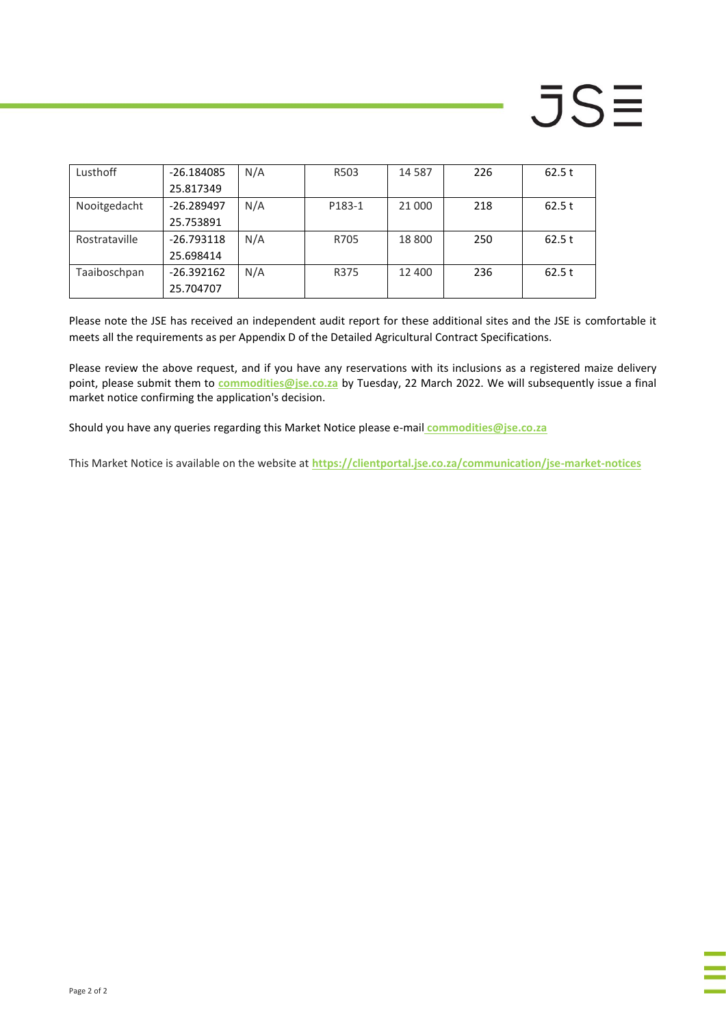| | | | | | | |
|---|---|---|---|---|---|---|
| Lusthoff | -26.184085 25.817349 | N/A | R503 | 14 587 | 226 | 62.5 t |
| Nooitgedacht | -26.289497 25.753891 | N/A | P183-1 | 21 000 | 218 | 62.5 t |
| Rostrataville | -26.793118 25.698414 | N/A | R705 | 18 800 | 250 | 62.5 t |
| Taaiboschpan | -26.392162 25.704707 | N/A | R375 | 12 400 | 236 | 62.5 t |

Please note the JSE has received an independent audit report for these additional sites and the JSE is comfortable it meets all the requirements as per Appendix D of the Detailed Agricultural Contract Specifications.

Please review the above request, and if you have any reservations with its inclusions as a registered maize delivery point, please submit them to **commodities@jse.co.za** by Tuesday, 22 March 2022. We will subsequently issue a final market notice confirming the application's decision.

Should you have any queries regarding this Market Notice please e-mail **commodities@jse.co.za**

This Market Notice is available on the website at **https://clientportal.jse.co.za/communication/jse-market-notices**